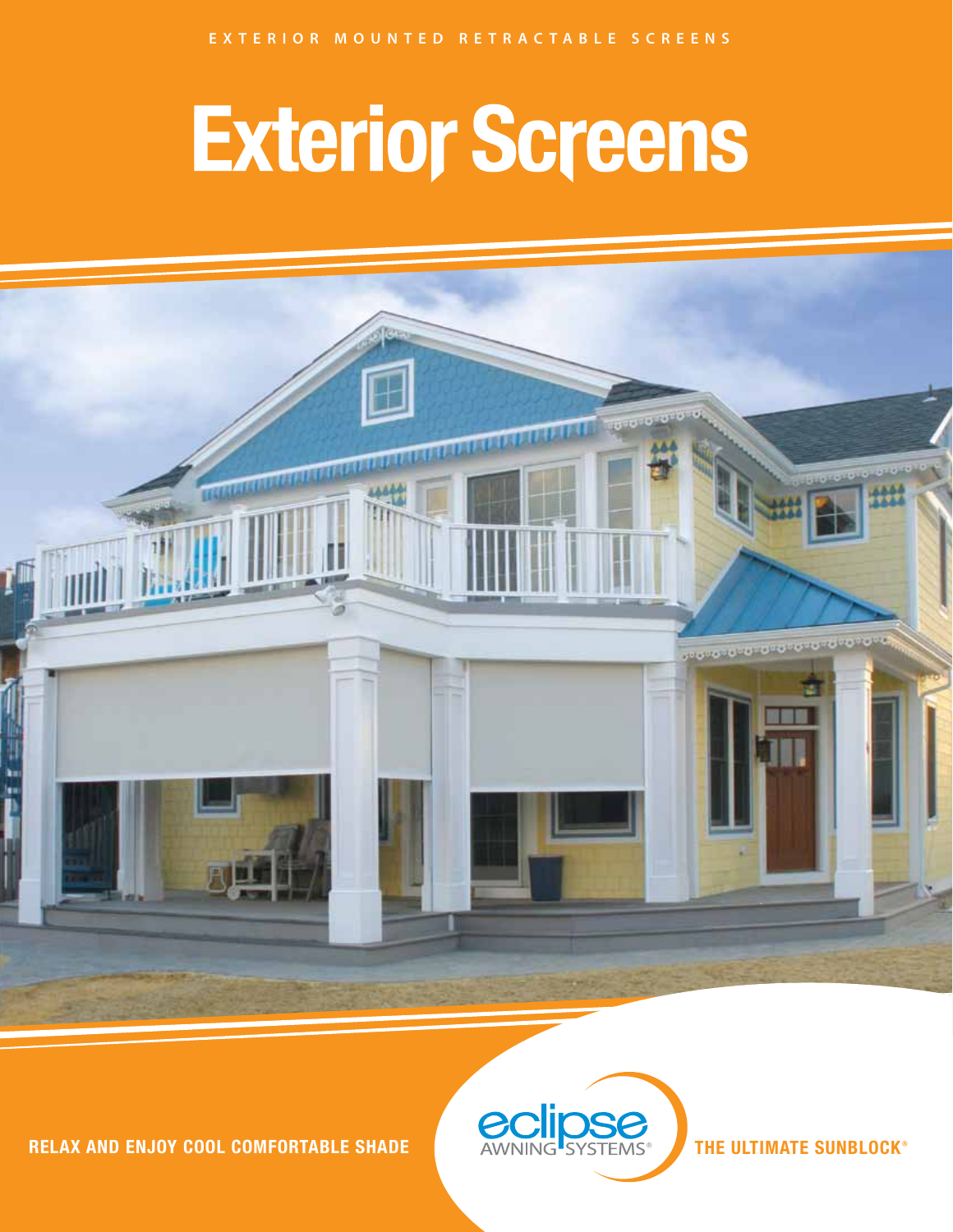EXTERIOR MOUNTED RETRACTABLE SCREENS

# Exterior Screens

**RELAX AND ENJOY COOL COMFORTABLE SHADE**

eclipse AWNING SYSTEMS®

**THE ULTIMATE SUNBLOCK®**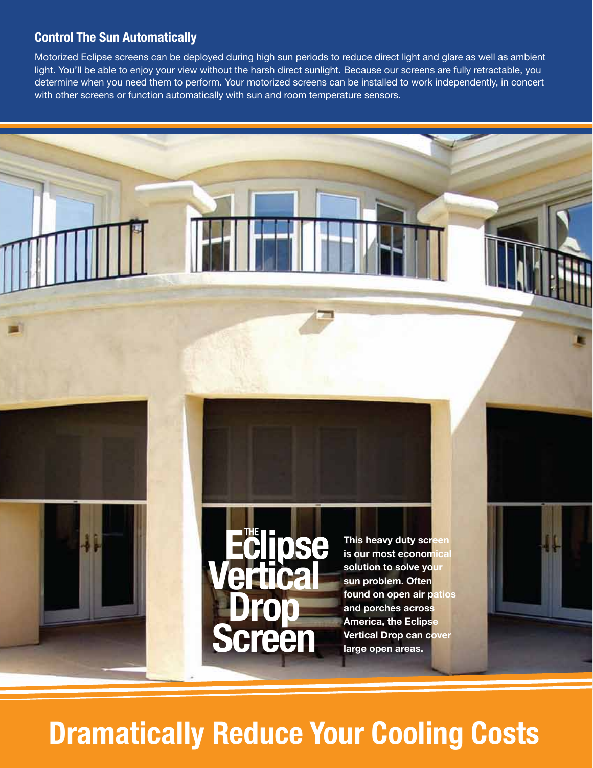## Control The Sun Automatically

Motorized Eclipse screens can be deployed during high sun periods to reduce direct light and glare as well as ambient light. You'll be able to enjoy your view without the harsh direct sunlight. Because our screens are fully retractable, you determine when you need them to perform. Your motorized screens can be installed to work independently, in concert with other screens or function automatically with sun and room temperature sensors.

## The Eclipse Vertical Drop Screen

**This heavy duty screen is our most economical solution to solve your sun problem. Often found on open air patios and porches across America, the Eclipse Vertical Drop can cover large open areas.**

# Dramatically Reduce Your Cooling Costs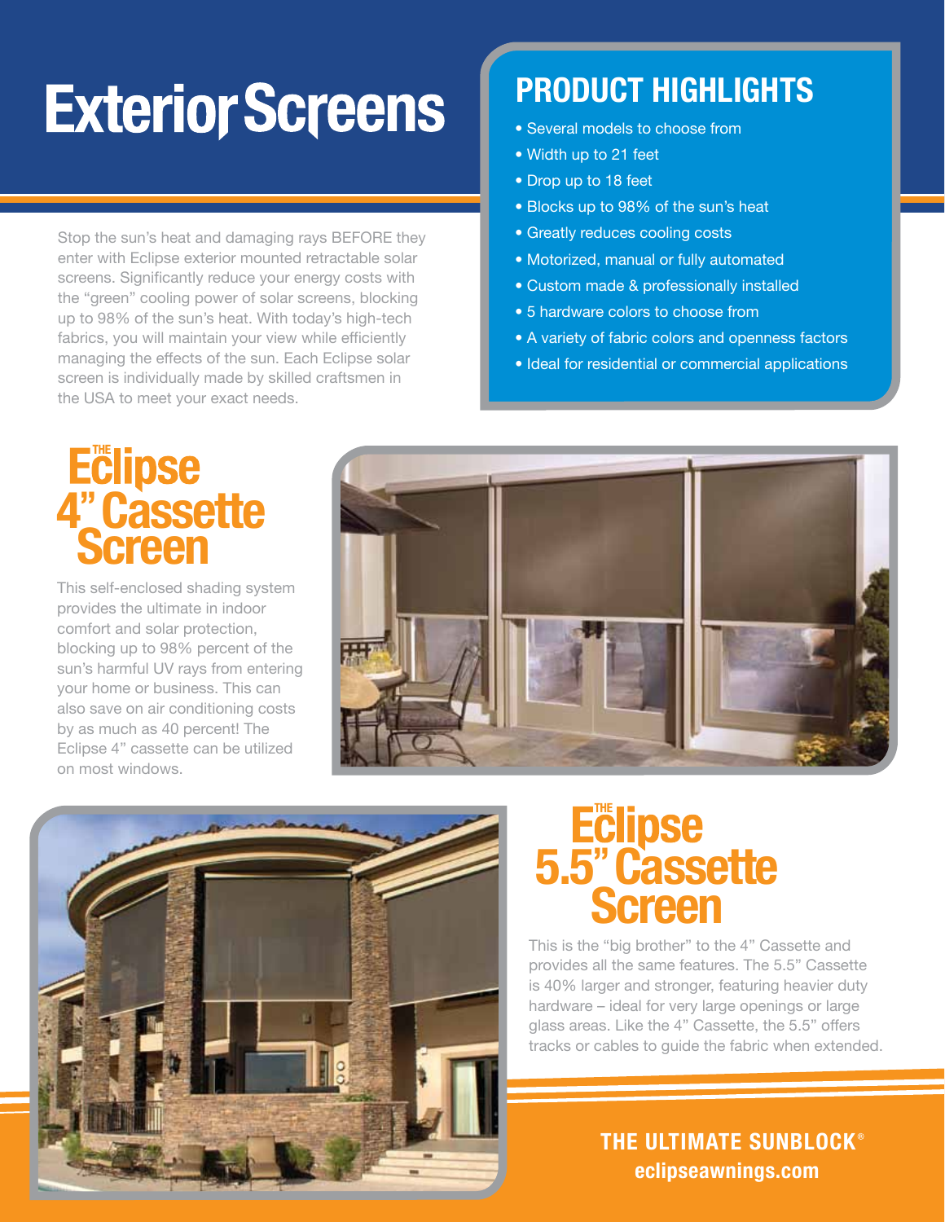# Exterior Screens

Stop the sun's heat and damaging rays BEFORE they enter with Eclipse exterior mounted retractable solar screens. Significantly reduce your energy costs with the "green" cooling power of solar screens, blocking up to 98% of the sun's heat. With today's high-tech fabrics, you will maintain your view while efficiently managing the effects of the sun. Each Eclipse solar screen is individually made by skilled craftsmen in the USA to meet your exact needs.

## PRODUCT HIGHLIGHTS

- Several models to choose from
- Width up to 21 feet
- Drop up to 18 feet
- Blocks up to 98% of the sun's heat
- Greatly reduces cooling costs
- Motorized, manual or fully automated
- Custom made & professionally installed
- 5 hardware colors to choose from
- A variety of fabric colors and openness factors
- Ideal for residential or commercial applications

## The Eclipse 4" Cassette Screen

This self-enclosed shading system provides the ultimate in indoor comfort and solar protection, blocking up to 98% percent of the sun's harmful UV rays from entering your home or business. This can also save on air conditioning costs by as much as 40 percent! The Eclipse 4" cassette can be utilized on most windows.

## The Eclipse 5.5" Cassette Screen

This is the "big brother" to the 4" Cassette and provides all the same features. The 5.5" Cassette is 40% larger and stronger, featuring heavier duty hardware – ideal for very large openings or large glass areas. Like the 4" Cassette, the 5.5" offers tracks or cables to guide the fabric when extended.

**THE ULTIMATE SUNBLOCK®**
**eclipseawnings.com**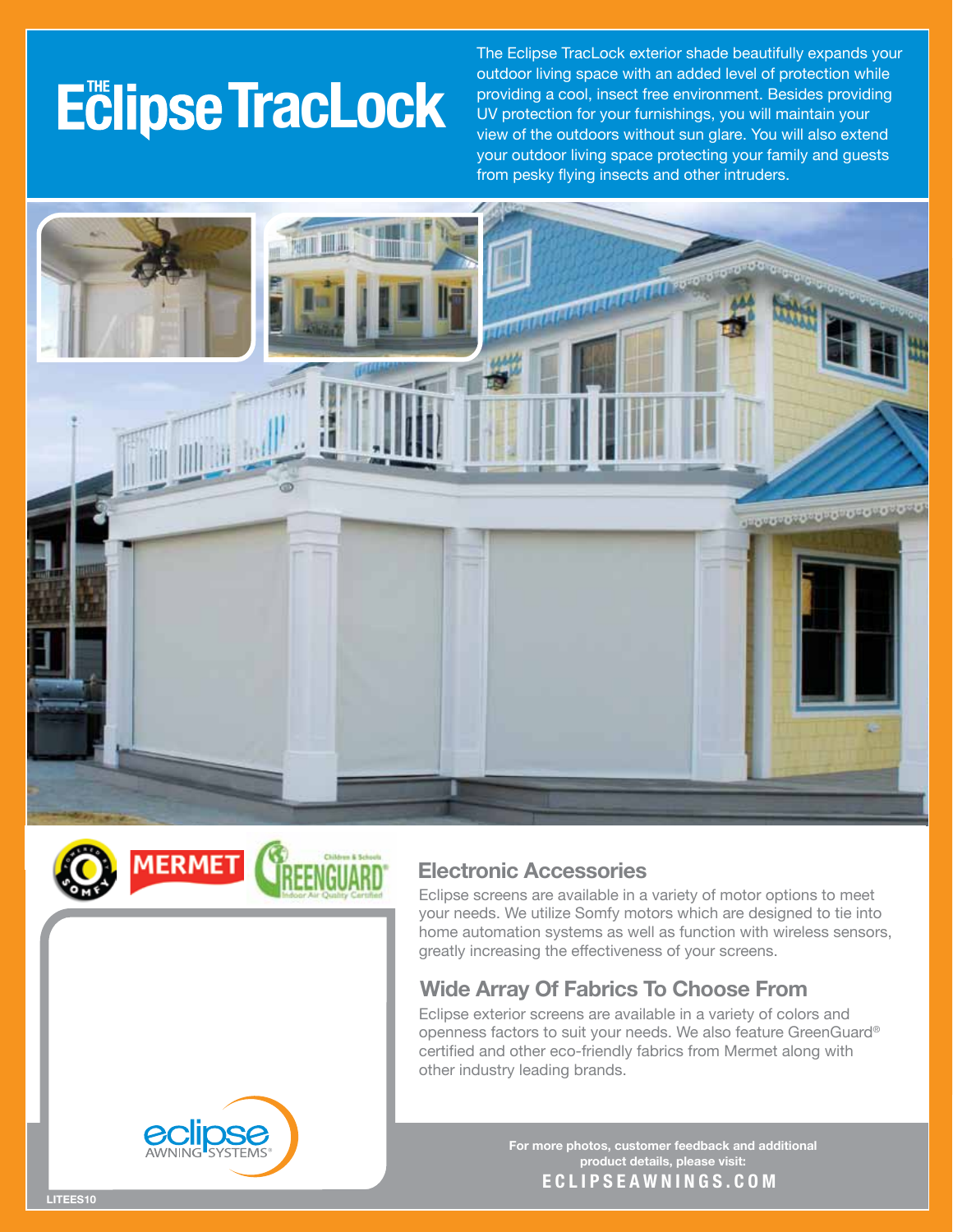# THE Eclipse TracLock

The Eclipse TracLock exterior shade beautifully expands your outdoor living space with an added level of protection while providing a cool, insect free environment. Besides providing UV protection for your furnishings, you will maintain your view of the outdoors without sun glare. You will also extend your outdoor living space protecting your family and guests from pesky flying insects and other intruders.

## Electronic Accessories

Eclipse screens are available in a variety of motor options to meet your needs. We utilize Somfy motors which are designed to tie into home automation systems as well as function with wireless sensors, greatly increasing the effectiveness of your screens.

## Wide Array Of Fabrics To Choose From

Eclipse exterior screens are available in a variety of colors and openness factors to suit your needs. We also feature GreenGuard® certified and other eco-friendly fabrics from Mermet along with other industry leading brands.

eclipse AWNING SYSTEMS®

**For more photos, customer feedback and additional product details, please visit:**

**ECLIPSEAWNINGS.COM**

LITEES10